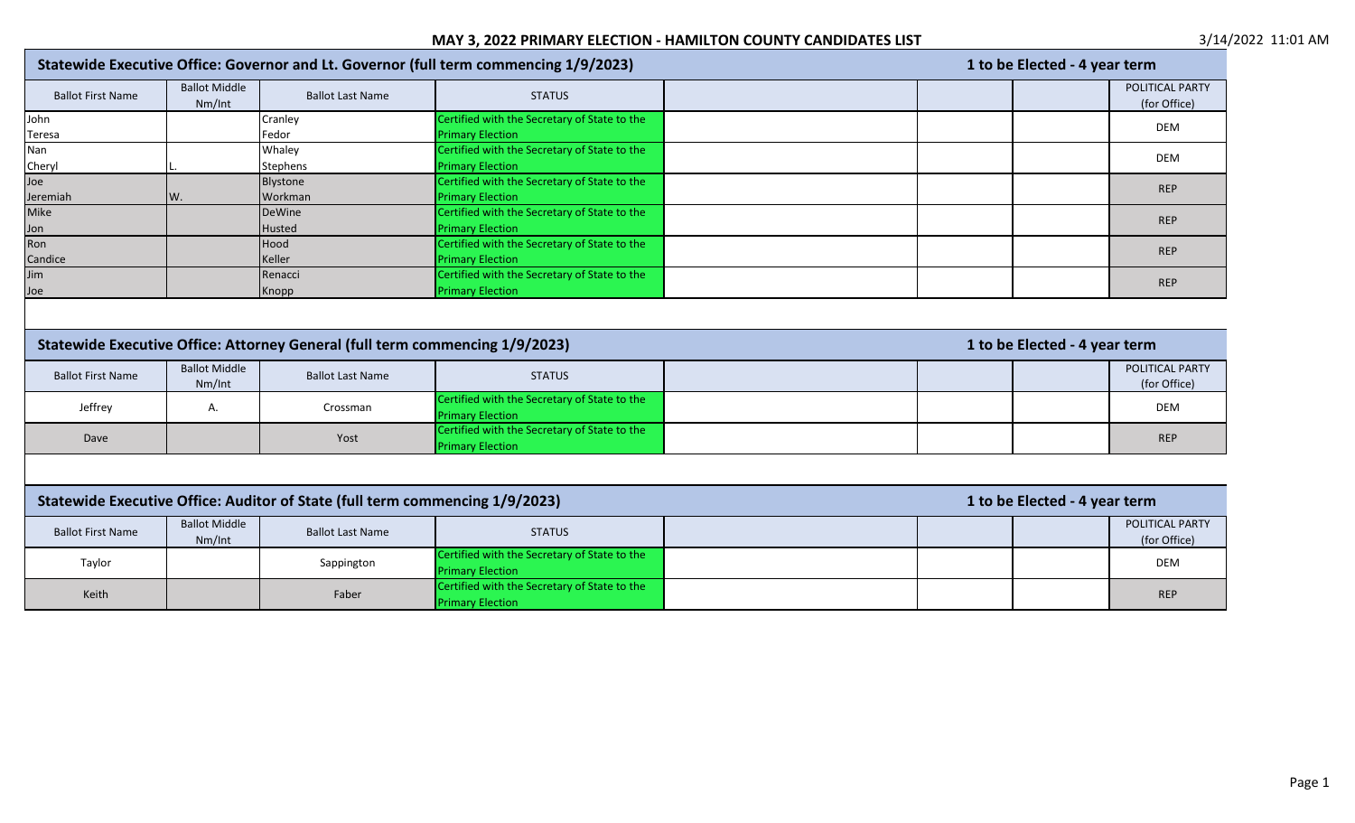# MAY 3, 2022 PRIMARY ELECTION - HAMILTON COUNTY CANDIDATES LIST

3/14/2022 11:01 AM

## Statewide Executive Office: Governor and Lt. Governor (full term commencing 1/9/2023)

1 to be Elected - 4 year term

| Ballot First Name | Ballot Middle Nm/Int | Ballot Last Name | STATUS | | | | POLITICAL PARTY (for Office) |
|---|---|---|---|---|---|---|---|
| John<br>Teresa | | Cranley<br>Fedor | Certified with the Secretary of State to the Primary Election | | | | DEM |
| Nan<br>Cheryl | <br>L. | Whaley<br>Stephens | Certified with the Secretary of State to the Primary Election | | | | DEM |
| Joe<br>Jeremiah | <br>W. | Blystone<br>Workman | Certified with the Secretary of State to the Primary Election | | | | REP |
| Mike<br>Jon | | DeWine<br>Husted | Certified with the Secretary of State to the Primary Election | | | | REP |
| Ron<br>Candice | | Hood<br>Keller | Certified with the Secretary of State to the Primary Election | | | | REP |
| Jim<br>Joe | | Renacci<br>Knopp | Certified with the Secretary of State to the Primary Election | | | | REP |

## Statewide Executive Office: Attorney General (full term commencing 1/9/2023)

1 to be Elected - 4 year term

| Ballot First Name | Ballot Middle Nm/Int | Ballot Last Name | STATUS | | | | POLITICAL PARTY (for Office) |
|---|---|---|---|---|---|---|---|
| Jeffrey | A. | Crossman | Certified with the Secretary of State to the Primary Election | | | | DEM |
| Dave | | Yost | Certified with the Secretary of State to the Primary Election | | | | REP |

## Statewide Executive Office: Auditor of State (full term commencing 1/9/2023)

1 to be Elected - 4 year term

| Ballot First Name | Ballot Middle Nm/Int | Ballot Last Name | STATUS | | | | POLITICAL PARTY (for Office) |
|---|---|---|---|---|---|---|---|
| Taylor | | Sappington | Certified with the Secretary of State to the Primary Election | | | | DEM |
| Keith | | Faber | Certified with the Secretary of State to the Primary Election | | | | REP |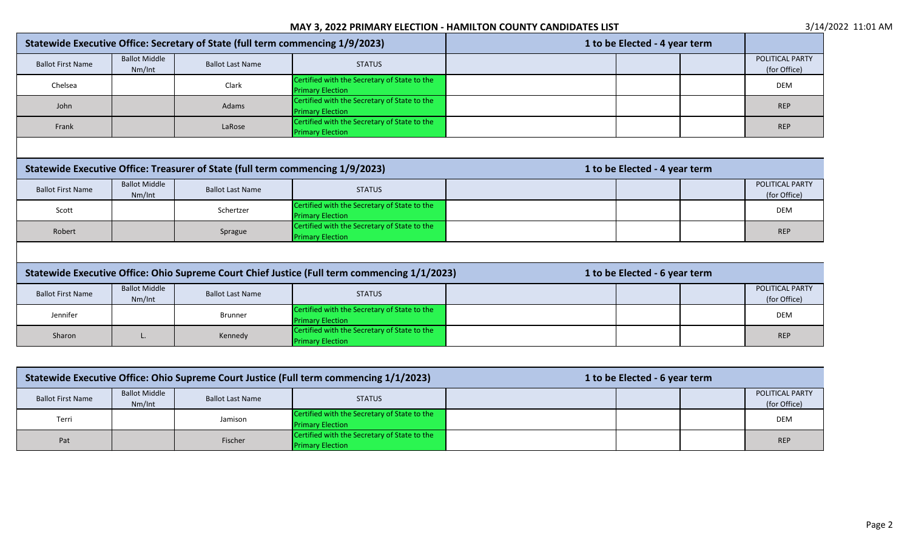# MAY 3, 2022 PRIMARY ELECTION - HAMILTON COUNTY CANDIDATES LIST

3/14/2022 11:01 AM

| Statewide Executive Office: Secretary of State (full term commencing 1/9/2023) | | | | 1 to be Elected - 4 year term | | | |
|---|---|---|---|---|---|---|---|
| Ballot First Name | Ballot Middle Nm/Int | Ballot Last Name | STATUS | | | | POLITICAL PARTY (for Office) |
| Chelsea | | Clark | Certified with the Secretary of State to the Primary Election | | | | DEM |
| John | | Adams | Certified with the Secretary of State to the Primary Election | | | | REP |
| Frank | | LaRose | Certified with the Secretary of State to the Primary Election | | | | REP |

| Statewide Executive Office: Treasurer of State (full term commencing 1/9/2023) | | | | 1 to be Elected - 4 year term | | | |
|---|---|---|---|---|---|---|---|
| Ballot First Name | Ballot Middle Nm/Int | Ballot Last Name | STATUS | | | | POLITICAL PARTY (for Office) |
| Scott | | Schertzer | Certified with the Secretary of State to the Primary Election | | | | DEM |
| Robert | | Sprague | Certified with the Secretary of State to the Primary Election | | | | REP |

| Statewide Executive Office: Ohio Supreme Court Chief Justice (Full term commencing 1/1/2023) | | | | 1 to be Elected - 6 year term | | | |
|---|---|---|---|---|---|---|---|
| Ballot First Name | Ballot Middle Nm/Int | Ballot Last Name | STATUS | | | | POLITICAL PARTY (for Office) |
| Jennifer | | Brunner | Certified with the Secretary of State to the Primary Election | | | | DEM |
| Sharon | L. | Kennedy | Certified with the Secretary of State to the Primary Election | | | | REP |

| Statewide Executive Office: Ohio Supreme Court Justice (Full term commencing 1/1/2023) | | | | 1 to be Elected - 6 year term | | | |
|---|---|---|---|---|---|---|---|
| Ballot First Name | Ballot Middle Nm/Int | Ballot Last Name | STATUS | | | | POLITICAL PARTY (for Office) |
| Terri | | Jamison | Certified with the Secretary of State to the Primary Election | | | | DEM |
| Pat | | Fischer | Certified with the Secretary of State to the Primary Election | | | | REP |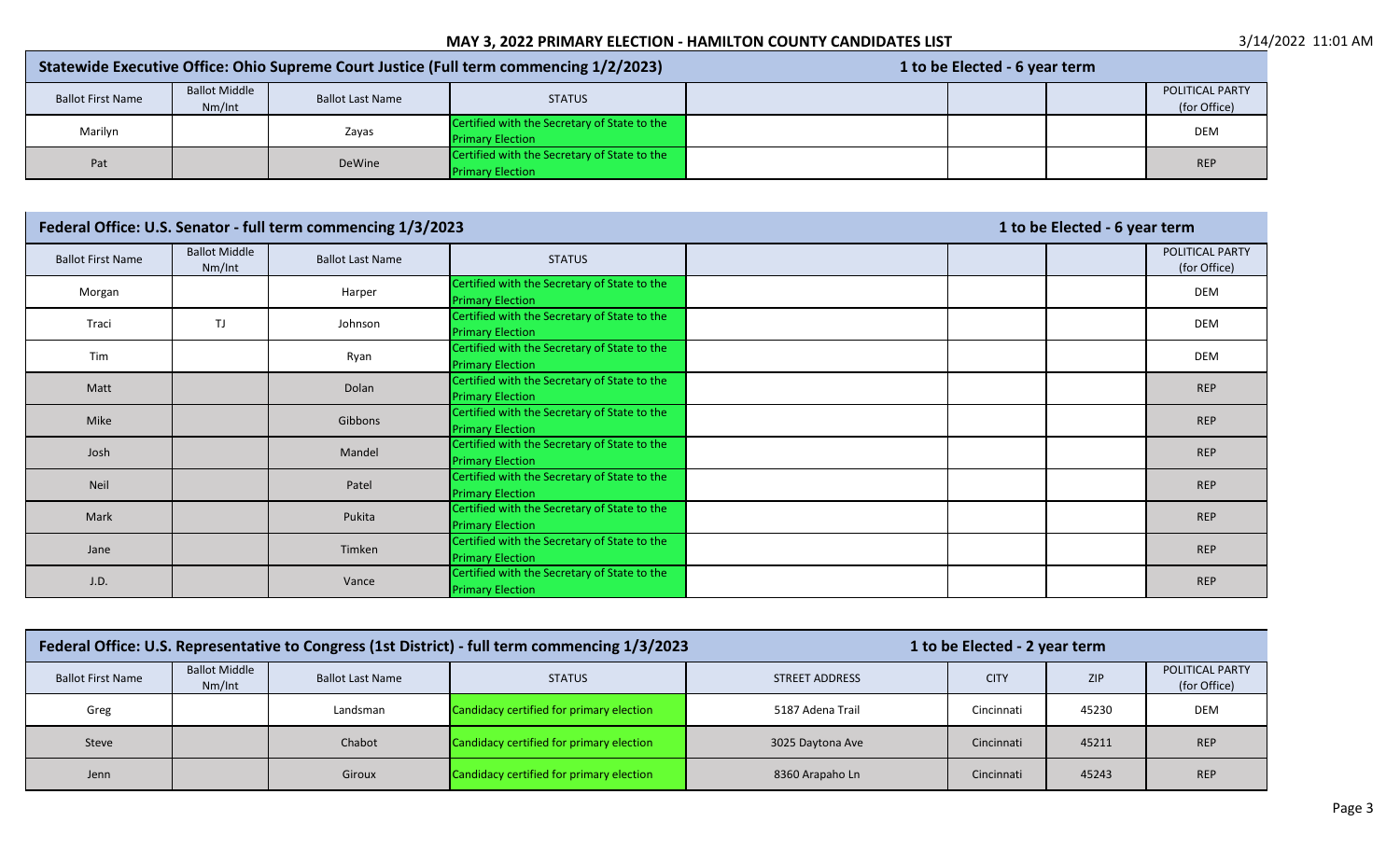## MAY 3, 2022 PRIMARY ELECTION - HAMILTON COUNTY CANDIDATES LIST

3/14/2022 11:01 AM

### Statewide Executive Office: Ohio Supreme Court Justice (Full term commencing 1/2/2023) — 1 to be Elected - 6 year term

| Ballot First Name | Ballot Middle Nm/Int | Ballot Last Name | STATUS | | | | POLITICAL PARTY (for Office) |
|---|---|---|---|---|---|---|---|
| Marilyn | | Zayas | Certified with the Secretary of State to the Primary Election | | | | DEM |
| Pat | | DeWine | Certified with the Secretary of State to the Primary Election | | | | REP |

### Federal Office: U.S. Senator - full term commencing 1/3/2023 — 1 to be Elected - 6 year term

| Ballot First Name | Ballot Middle Nm/Int | Ballot Last Name | STATUS | | | | POLITICAL PARTY (for Office) |
|---|---|---|---|---|---|---|---|
| Morgan | | Harper | Certified with the Secretary of State to the Primary Election | | | | DEM |
| Traci | TJ | Johnson | Certified with the Secretary of State to the Primary Election | | | | DEM |
| Tim | | Ryan | Certified with the Secretary of State to the Primary Election | | | | DEM |
| Matt | | Dolan | Certified with the Secretary of State to the Primary Election | | | | REP |
| Mike | | Gibbons | Certified with the Secretary of State to the Primary Election | | | | REP |
| Josh | | Mandel | Certified with the Secretary of State to the Primary Election | | | | REP |
| Neil | | Patel | Certified with the Secretary of State to the Primary Election | | | | REP |
| Mark | | Pukita | Certified with the Secretary of State to the Primary Election | | | | REP |
| Jane | | Timken | Certified with the Secretary of State to the Primary Election | | | | REP |
| J.D. | | Vance | Certified with the Secretary of State to the Primary Election | | | | REP |

### Federal Office: U.S. Representative to Congress (1st District) - full term commencing 1/3/2023 — 1 to be Elected - 2 year term

| Ballot First Name | Ballot Middle Nm/Int | Ballot Last Name | STATUS | STREET ADDRESS | CITY | ZIP | POLITICAL PARTY (for Office) |
|---|---|---|---|---|---|---|---|
| Greg | | Landsman | Candidacy certified for primary election | 5187 Adena Trail | Cincinnati | 45230 | DEM |
| Steve | | Chabot | Candidacy certified for primary election | 3025 Daytona Ave | Cincinnati | 45211 | REP |
| Jenn | | Giroux | Candidacy certified for primary election | 8360 Arapaho Ln | Cincinnati | 45243 | REP |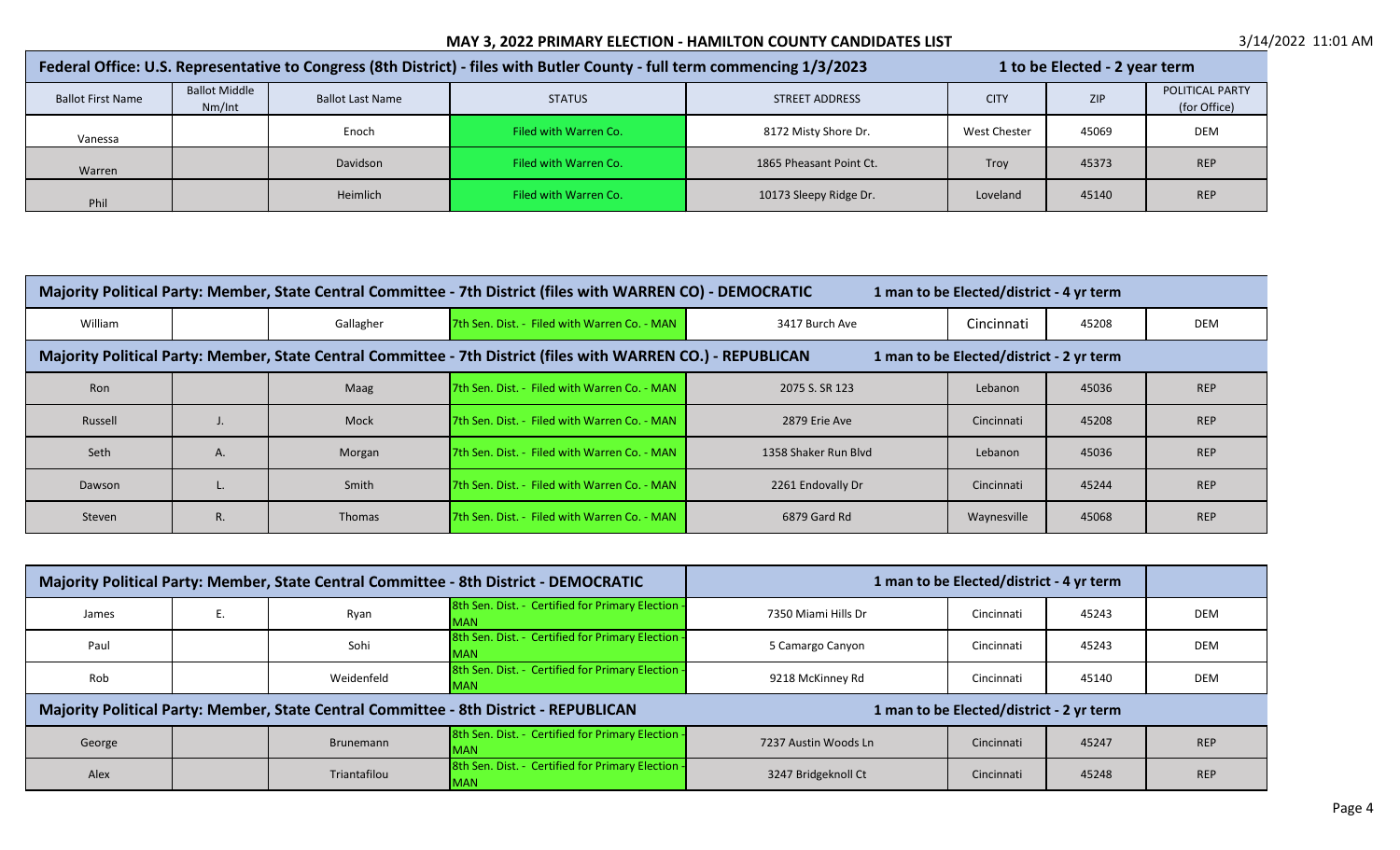# MAY 3, 2022 PRIMARY ELECTION - HAMILTON COUNTY CANDIDATES LIST

3/14/2022 11:01 AM

| Federal Office: U.S. Representative to Congress (8th District) - files with Butler County - full term commencing 1/3/2023 | | | | 1 to be Elected - 2 year term | | | |
|---|---|---|---|---|---|---|---|
| Ballot First Name | Ballot Middle Nm/Int | Ballot Last Name | STATUS | STREET ADDRESS | CITY | ZIP | POLITICAL PARTY (for Office) |
| Vanessa | | Enoch | Filed with Warren Co. | 8172 Misty Shore Dr. | West Chester | 45069 | DEM |
| Warren | | Davidson | Filed with Warren Co. | 1865 Pheasant Point Ct. | Troy | 45373 | REP |
| Phil | | Heimlich | Filed with Warren Co. | 10173 Sleepy Ridge Dr. | Loveland | 45140 | REP |

| Majority Political Party: Member, State Central Committee - 7th District (files with WARREN CO) - DEMOCRATIC | | | | 1 man to be Elected/district - 4 yr term | | | |
|---|---|---|---|---|---|---|---|
| William | | Gallagher | 7th Sen. Dist. - Filed with Warren Co. - MAN | 3417 Burch Ave | Cincinnati | 45208 | DEM |
| **Majority Political Party: Member, State Central Committee - 7th District (files with WARREN CO.) - REPUBLICAN** | | | | **1 man to be Elected/district - 2 yr term** | | | |
| Ron | | Maag | 7th Sen. Dist. - Filed with Warren Co. - MAN | 2075 S. SR 123 | Lebanon | 45036 | REP |
| Russell | J. | Mock | 7th Sen. Dist. - Filed with Warren Co. - MAN | 2879 Erie Ave | Cincinnati | 45208 | REP |
| Seth | A. | Morgan | 7th Sen. Dist. - Filed with Warren Co. - MAN | 1358 Shaker Run Blvd | Lebanon | 45036 | REP |
| Dawson | L. | Smith | 7th Sen. Dist. - Filed with Warren Co. - MAN | 2261 Endovally Dr | Cincinnati | 45244 | REP |
| Steven | R. | Thomas | 7th Sen. Dist. - Filed with Warren Co. - MAN | 6879 Gard Rd | Waynesville | 45068 | REP |

| Majority Political Party: Member, State Central Committee - 8th District - DEMOCRATIC | | | | 1 man to be Elected/district - 4 yr term | | | |
|---|---|---|---|---|---|---|---|
| James | E. | Ryan | 8th Sen. Dist. - Certified for Primary Election - MAN | 7350 Miami Hills Dr | Cincinnati | 45243 | DEM |
| Paul | | Sohi | 8th Sen. Dist. - Certified for Primary Election - MAN | 5 Camargo Canyon | Cincinnati | 45243 | DEM |
| Rob | | Weidenfeld | 8th Sen. Dist. - Certified for Primary Election - MAN | 9218 McKinney Rd | Cincinnati | 45140 | DEM |
| **Majority Political Party: Member, State Central Committee - 8th District - REPUBLICAN** | | | | **1 man to be Elected/district - 2 yr term** | | | |
| George | | Brunemann | 8th Sen. Dist. - Certified for Primary Election - MAN | 7237 Austin Woods Ln | Cincinnati | 45247 | REP |
| Alex | | Triantafilou | 8th Sen. Dist. - Certified for Primary Election - MAN | 3247 Bridgeknoll Ct | Cincinnati | 45248 | REP |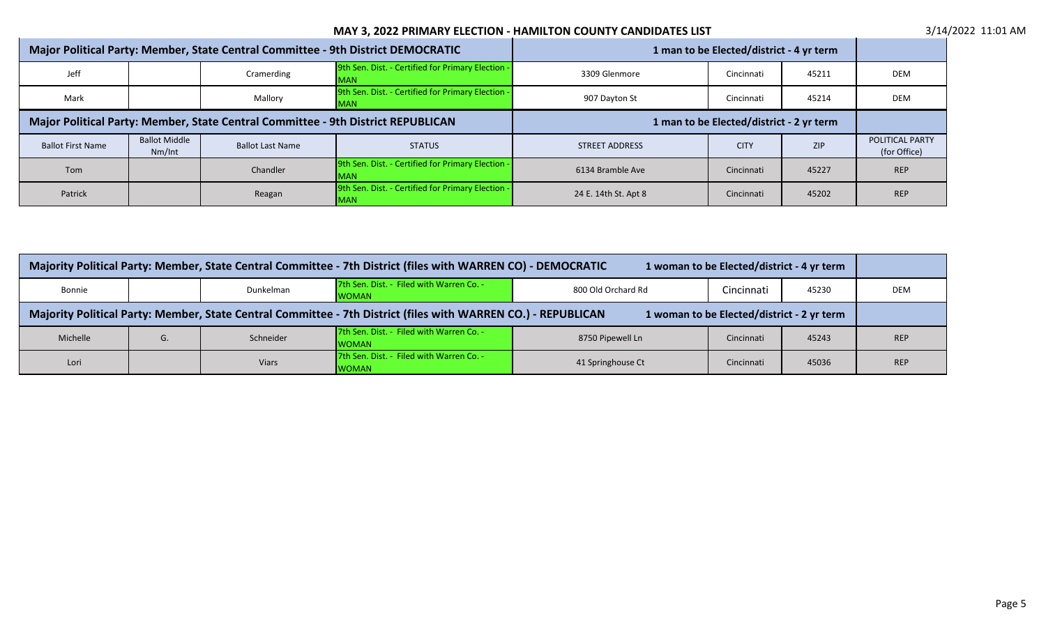# MAY 3, 2022 PRIMARY ELECTION - HAMILTON COUNTY CANDIDATES LIST

| Major Political Party: Member, State Central Committee - 9th District DEMOCRATIC | | | | 1 man to be Elected/district - 4 yr term | | | |
|---|---|---|---|---|---|---|---|
| Jeff | | Cramerding | 9th Sen. Dist. - Certified for Primary Election - MAN | 3309 Glenmore | Cincinnati | 45211 | DEM |
| Mark | | Mallory | 9th Sen. Dist. - Certified for Primary Election - MAN | 907 Dayton St | Cincinnati | 45214 | DEM |
| **Major Political Party: Member, State Central Committee - 9th District REPUBLICAN** | | | | **1 man to be Elected/district - 2 yr term** | | | |
| Ballot First Name | Ballot Middle Nm/Int | Ballot Last Name | STATUS | STREET ADDRESS | CITY | ZIP | POLITICAL PARTY (for Office) |
| Tom | | Chandler | 9th Sen. Dist. - Certified for Primary Election - MAN | 6134 Bramble Ave | Cincinnati | 45227 | REP |
| Patrick | | Reagan | 9th Sen. Dist. - Certified for Primary Election - MAN | 24 E. 14th St. Apt 8 | Cincinnati | 45202 | REP |

| Majority Political Party: Member, State Central Committee - 7th District (files with WARREN CO) - DEMOCRATIC | | | | | 1 woman to be Elected/district - 4 yr term | | |
|---|---|---|---|---|---|---|---|
| Bonnie | | Dunkelman | 7th Sen. Dist. - Filed with Warren Co. - WOMAN | 800 Old Orchard Rd | Cincinnati | 45230 | DEM |
| **Majority Political Party: Member, State Central Committee - 7th District (files with WARREN CO.) - REPUBLICAN** | | | | | **1 woman to be Elected/district - 2 yr term** | | |
| Michelle | G. | Schneider | 7th Sen. Dist. - Filed with Warren Co. - WOMAN | 8750 Pipewell Ln | Cincinnati | 45243 | REP |
| Lori | | Viars | 7th Sen. Dist. - Filed with Warren Co. - WOMAN | 41 Springhouse Ct | Cincinnati | 45036 | REP |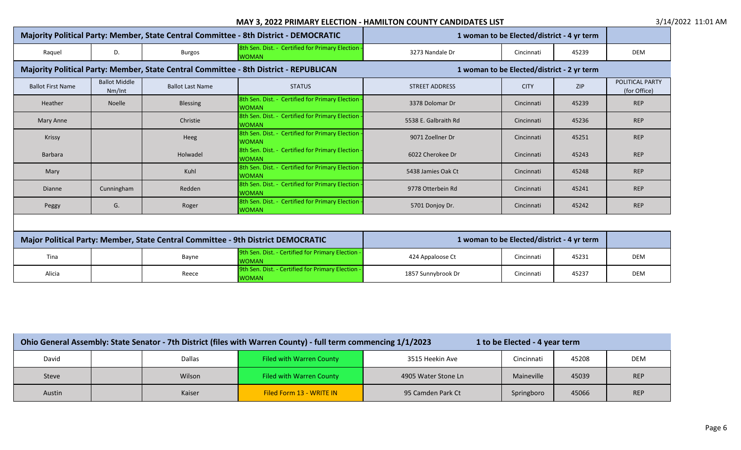## MAY 3, 2022 PRIMARY ELECTION - HAMILTON COUNTY CANDIDATES LIST

3/14/2022 11:01 AM

| Majority Political Party: Member, State Central Committee - 8th District - DEMOCRATIC | | | | 1 woman to be Elected/district - 4 yr term | | | |
|---|---|---|---|---|---|---|---|
| Raquel | D. | Burgos | 8th Sen. Dist. - Certified for Primary Election - WOMAN | 3273 Nandale Dr | Cincinnati | 45239 | DEM |

| Majority Political Party: Member, State Central Committee - 8th District - REPUBLICAN | | | | 1 woman to be Elected/district - 2 yr term | | | |
|---|---|---|---|---|---|---|---|
| Ballot First Name | Ballot Middle Nm/Int | Ballot Last Name | STATUS | STREET ADDRESS | CITY | ZIP | POLITICAL PARTY (for Office) |
| Heather | Noelle | Blessing | 8th Sen. Dist. - Certified for Primary Election - WOMAN | 3378 Dolomar Dr | Cincinnati | 45239 | REP |
| Mary Anne | | Christie | 8th Sen. Dist. - Certified for Primary Election - WOMAN | 5538 E. Galbraith Rd | Cincinnati | 45236 | REP |
| Krissy | | Heeg | 8th Sen. Dist. - Certified for Primary Election - WOMAN | 9071 Zoellner Dr | Cincinnati | 45251 | REP |
| Barbara | | Holwadel | 8th Sen. Dist. - Certified for Primary Election - WOMAN | 6022 Cherokee Dr | Cincinnati | 45243 | REP |
| Mary | | Kuhl | 8th Sen. Dist. - Certified for Primary Election - WOMAN | 5438 Jamies Oak Ct | Cincinnati | 45248 | REP |
| Dianne | Cunningham | Redden | 8th Sen. Dist. - Certified for Primary Election - WOMAN | 9778 Otterbein Rd | Cincinnati | 45241 | REP |
| Peggy | G. | Roger | 8th Sen. Dist. - Certified for Primary Election - WOMAN | 5701 Donjoy Dr. | Cincinnati | 45242 | REP |

| Major Political Party: Member, State Central Committee - 9th District DEMOCRATIC | | | | 1 woman to be Elected/district - 4 yr term | | | |
|---|---|---|---|---|---|---|---|
| Tina | | Bayne | 9th Sen. Dist. - Certified for Primary Election - WOMAN | 424 Appaloose Ct | Cincinnati | 45231 | DEM |
| Alicia | | Reece | 9th Sen. Dist. - Certified for Primary Election - WOMAN | 1857 Sunnybrook Dr | Cincinnati | 45237 | DEM |

| Ohio General Assembly: State Senator - 7th District (files with Warren County) - full term commencing 1/1/2023 | | | | | 1 to be Elected - 4 year term | | |
|---|---|---|---|---|---|---|---|
| David | | Dallas | Filed with Warren County | 3515 Heekin Ave | Cincinnati | 45208 | DEM |
| Steve | | Wilson | Filed with Warren County | 4905 Water Stone Ln | Maineville | 45039 | REP |
| Austin | | Kaiser | Filed Form 13 - WRITE IN | 95 Camden Park Ct | Springboro | 45066 | REP |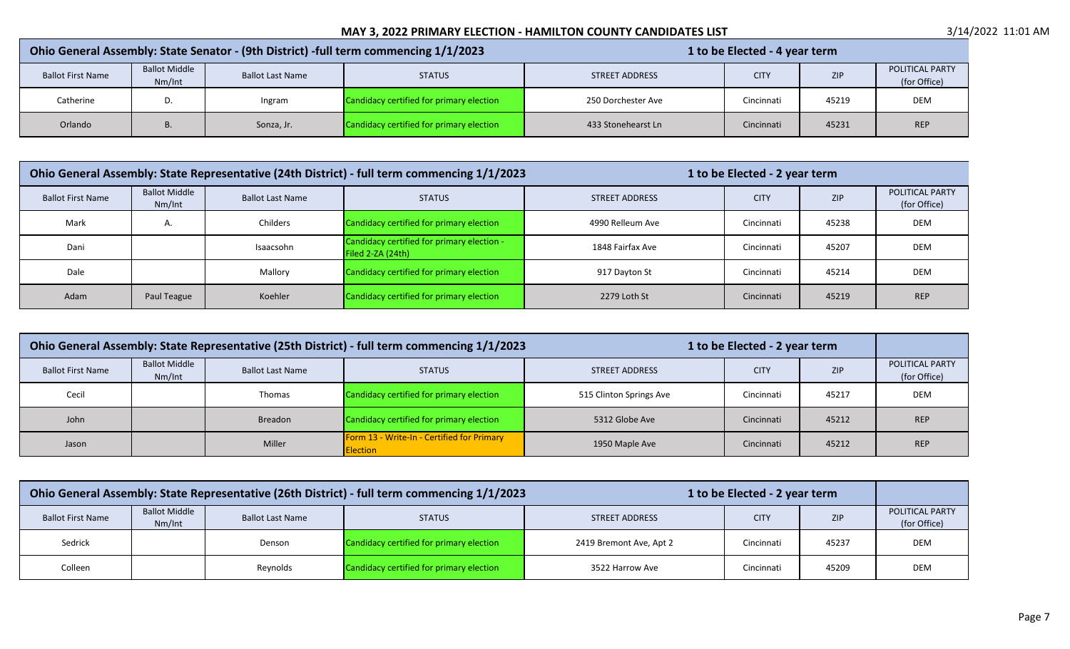# MAY 3, 2022 PRIMARY ELECTION - HAMILTON COUNTY CANDIDATES LIST

## Ohio General Assembly: State Senator - (9th District) -full term commencing 1/1/2023

1 to be Elected - 4 year term

| Ballot First Name | Ballot Middle Nm/Int | Ballot Last Name | STATUS | STREET ADDRESS | CITY | ZIP | POLITICAL PARTY (for Office) |
|---|---|---|---|---|---|---|---|
| Catherine | D. | Ingram | Candidacy certified for primary election | 250 Dorchester Ave | Cincinnati | 45219 | DEM |
| Orlando | B. | Sonza, Jr. | Candidacy certified for primary election | 433 Stonehearst Ln | Cincinnati | 45231 | REP |

## Ohio General Assembly: State Representative (24th District) - full term commencing 1/1/2023

1 to be Elected - 2 year term

| Ballot First Name | Ballot Middle Nm/Int | Ballot Last Name | STATUS | STREET ADDRESS | CITY | ZIP | POLITICAL PARTY (for Office) |
|---|---|---|---|---|---|---|---|
| Mark | A. | Childers | Candidacy certified for primary election | 4990 Relleum Ave | Cincinnati | 45238 | DEM |
| Dani | | Isaacsohn | Candidacy certified for primary election - Filed 2-ZA (24th) | 1848 Fairfax Ave | Cincinnati | 45207 | DEM |
| Dale | | Mallory | Candidacy certified for primary election | 917 Dayton St | Cincinnati | 45214 | DEM |
| Adam | Paul Teague | Koehler | Candidacy certified for primary election | 2279 Loth St | Cincinnati | 45219 | REP |

## Ohio General Assembly: State Representative (25th District) - full term commencing 1/1/2023

1 to be Elected - 2 year term

| Ballot First Name | Ballot Middle Nm/Int | Ballot Last Name | STATUS | STREET ADDRESS | CITY | ZIP | POLITICAL PARTY (for Office) |
|---|---|---|---|---|---|---|---|
| Cecil | | Thomas | Candidacy certified for primary election | 515 Clinton Springs Ave | Cincinnati | 45217 | DEM |
| John | | Breadon | Candidacy certified for primary election | 5312 Globe Ave | Cincinnati | 45212 | REP |
| Jason | | Miller | Form 13 - Write-In - Certified for Primary Election | 1950 Maple Ave | Cincinnati | 45212 | REP |

## Ohio General Assembly: State Representative (26th District) - full term commencing 1/1/2023

1 to be Elected - 2 year term

| Ballot First Name | Ballot Middle Nm/Int | Ballot Last Name | STATUS | STREET ADDRESS | CITY | ZIP | POLITICAL PARTY (for Office) |
|---|---|---|---|---|---|---|---|
| Sedrick | | Denson | Candidacy certified for primary election | 2419 Bremont Ave, Apt 2 | Cincinnati | 45237 | DEM |
| Colleen | | Reynolds | Candidacy certified for primary election | 3522 Harrow Ave | Cincinnati | 45209 | DEM |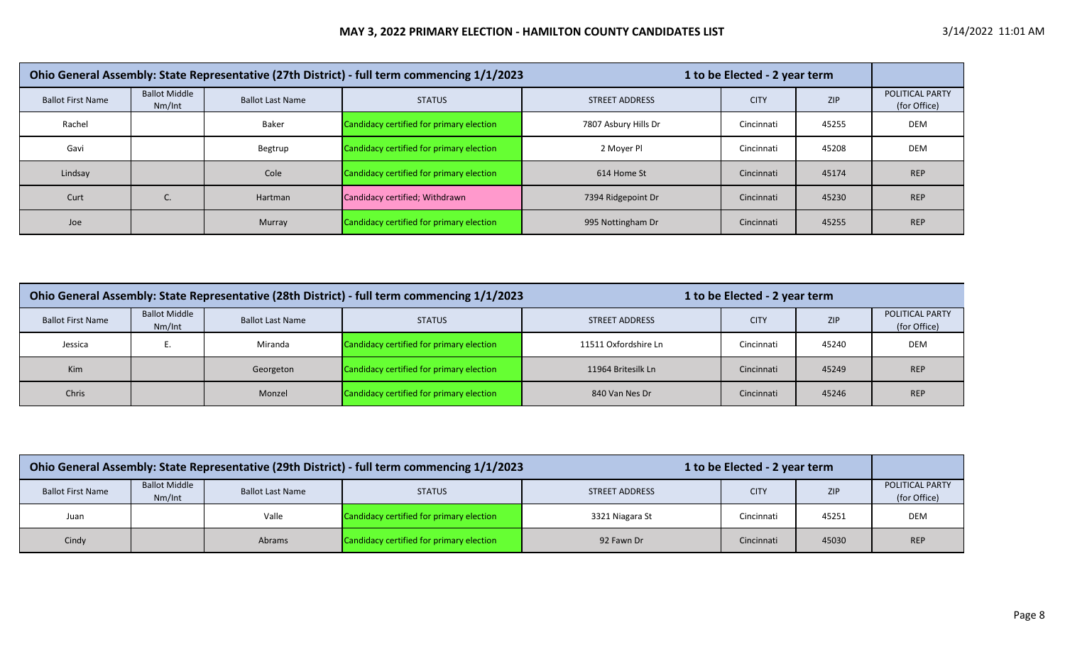# MAY 3, 2022 PRIMARY ELECTION - HAMILTON COUNTY CANDIDATES LIST

3/14/2022 11:01 AM

| Ohio General Assembly: State Representative (27th District) - full term commencing 1/1/2023 | | | | 1 to be Elected - 2 year term | | | |
|---|---|---|---|---|---|---|---|
| Ballot First Name | Ballot Middle Nm/Int | Ballot Last Name | STATUS | STREET ADDRESS | CITY | ZIP | POLITICAL PARTY (for Office) |
| Rachel | | Baker | Candidacy certified for primary election | 7807 Asbury Hills Dr | Cincinnati | 45255 | DEM |
| Gavi | | Begtrup | Candidacy certified for primary election | 2 Moyer Pl | Cincinnati | 45208 | DEM |
| Lindsay | | Cole | Candidacy certified for primary election | 614 Home St | Cincinnati | 45174 | REP |
| Curt | C. | Hartman | Candidacy certified; Withdrawn | 7394 Ridgepoint Dr | Cincinnati | 45230 | REP |
| Joe | | Murray | Candidacy certified for primary election | 995 Nottingham Dr | Cincinnati | 45255 | REP |

| Ohio General Assembly: State Representative (28th District) - full term commencing 1/1/2023 | | | | 1 to be Elected - 2 year term | | | |
|---|---|---|---|---|---|---|---|
| Ballot First Name | Ballot Middle Nm/Int | Ballot Last Name | STATUS | STREET ADDRESS | CITY | ZIP | POLITICAL PARTY (for Office) |
| Jessica | E. | Miranda | Candidacy certified for primary election | 11511 Oxfordshire Ln | Cincinnati | 45240 | DEM |
| Kim | | Georgeton | Candidacy certified for primary election | 11964 Britesilk Ln | Cincinnati | 45249 | REP |
| Chris | | Monzel | Candidacy certified for primary election | 840 Van Nes Dr | Cincinnati | 45246 | REP |

| Ohio General Assembly: State Representative (29th District) - full term commencing 1/1/2023 | | | | 1 to be Elected - 2 year term | | | |
|---|---|---|---|---|---|---|---|
| Ballot First Name | Ballot Middle Nm/Int | Ballot Last Name | STATUS | STREET ADDRESS | CITY | ZIP | POLITICAL PARTY (for Office) |
| Juan | | Valle | Candidacy certified for primary election | 3321 Niagara St | Cincinnati | 45251 | DEM |
| Cindy | | Abrams | Candidacy certified for primary election | 92 Fawn Dr | Cincinnati | 45030 | REP |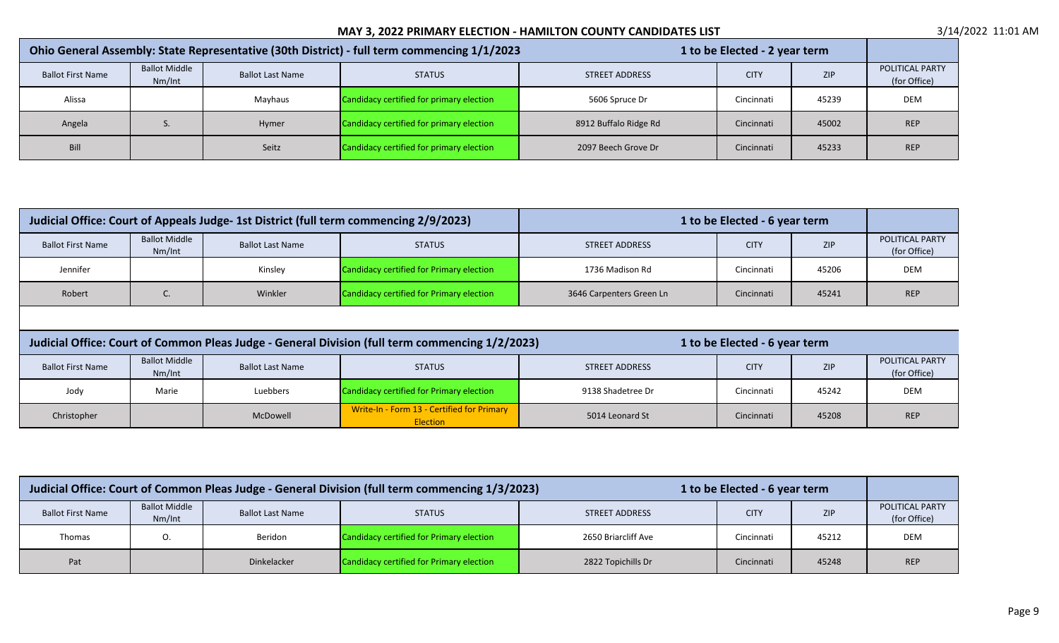## MAY 3, 2022 PRIMARY ELECTION - HAMILTON COUNTY CANDIDATES LIST

| Ohio General Assembly: State Representative (30th District) - full term commencing 1/1/2023 | | | | 1 to be Elected - 2 year term | | | |
|---|---|---|---|---|---|---|---|
| Ballot First Name | Ballot Middle Nm/Int | Ballot Last Name | STATUS | STREET ADDRESS | CITY | ZIP | POLITICAL PARTY (for Office) |
| Alissa | | Mayhaus | Candidacy certified for primary election | 5606 Spruce Dr | Cincinnati | 45239 | DEM |
| Angela | S. | Hymer | Candidacy certified for primary election | 8912 Buffalo Ridge Rd | Cincinnati | 45002 | REP |
| Bill | | Seitz | Candidacy certified for primary election | 2097 Beech Grove Dr | Cincinnati | 45233 | REP |

| Judicial Office: Court of Appeals Judge- 1st District (full term commencing 2/9/2023) | | | | 1 to be Elected - 6 year term | | | |
|---|---|---|---|---|---|---|---|
| Ballot First Name | Ballot Middle Nm/Int | Ballot Last Name | STATUS | STREET ADDRESS | CITY | ZIP | POLITICAL PARTY (for Office) |
| Jennifer | | Kinsley | Candidacy certified for Primary election | 1736 Madison Rd | Cincinnati | 45206 | DEM |
| Robert | C. | Winkler | Candidacy certified for Primary election | 3646 Carpenters Green Ln | Cincinnati | 45241 | REP |

| Judicial Office: Court of Common Pleas Judge - General Division (full term commencing 1/2/2023) | | | | 1 to be Elected - 6 year term | | | |
|---|---|---|---|---|---|---|---|
| Ballot First Name | Ballot Middle Nm/Int | Ballot Last Name | STATUS | STREET ADDRESS | CITY | ZIP | POLITICAL PARTY (for Office) |
| Jody | Marie | Luebbers | Candidacy certified for Primary election | 9138 Shadetree Dr | Cincinnati | 45242 | DEM |
| Christopher | | McDowell | Write-In - Form 13 - Certified for Primary Election | 5014 Leonard St | Cincinnati | 45208 | REP |

| Judicial Office: Court of Common Pleas Judge - General Division (full term commencing 1/3/2023) | | | | 1 to be Elected - 6 year term | | | |
|---|---|---|---|---|---|---|---|
| Ballot First Name | Ballot Middle Nm/Int | Ballot Last Name | STATUS | STREET ADDRESS | CITY | ZIP | POLITICAL PARTY (for Office) |
| Thomas | O. | Beridon | Candidacy certified for Primary election | 2650 Briarcliff Ave | Cincinnati | 45212 | DEM |
| Pat | | Dinkelacker | Candidacy certified for Primary election | 2822 Topichills Dr | Cincinnati | 45248 | REP |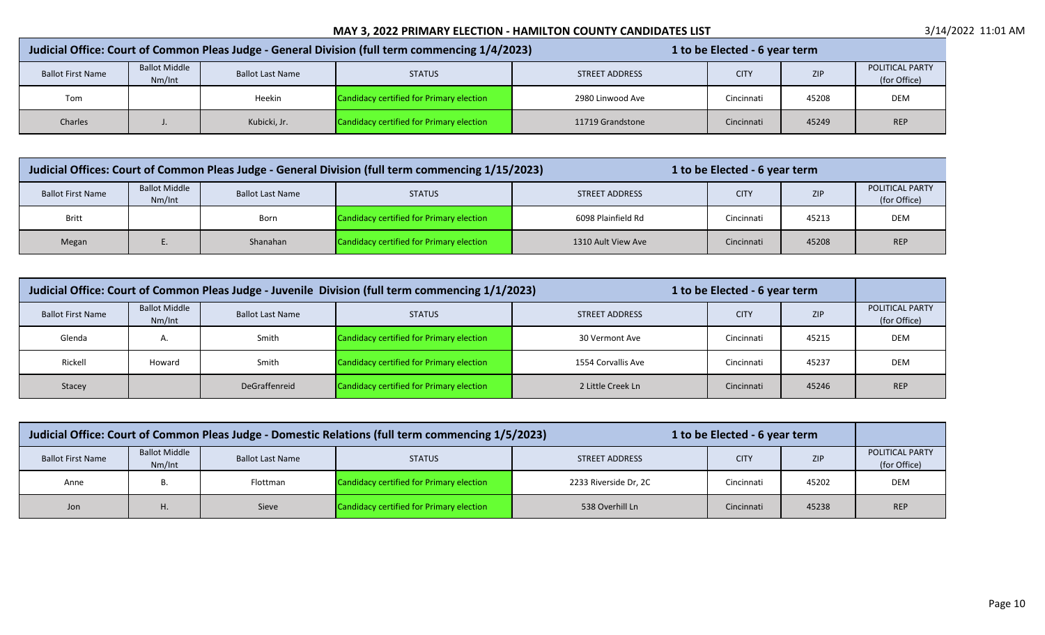# MAY 3, 2022 PRIMARY ELECTION - HAMILTON COUNTY CANDIDATES LIST

3/14/2022 11:01 AM

## Judicial Office: Court of Common Pleas Judge - General Division (full term commencing 1/4/2023)

1 to be Elected - 6 year term

| Ballot First Name | Ballot Middle Nm/Int | Ballot Last Name | STATUS | STREET ADDRESS | CITY | ZIP | POLITICAL PARTY (for Office) |
|---|---|---|---|---|---|---|---|
| Tom | | Heekin | Candidacy certified for Primary election | 2980 Linwood Ave | Cincinnati | 45208 | DEM |
| Charles | J. | Kubicki, Jr. | Candidacy certified for Primary election | 11719 Grandstone | Cincinnati | 45249 | REP |

## Judicial Offices: Court of Common Pleas Judge - General Division (full term commencing 1/15/2023)

1 to be Elected - 6 year term

| Ballot First Name | Ballot Middle Nm/Int | Ballot Last Name | STATUS | STREET ADDRESS | CITY | ZIP | POLITICAL PARTY (for Office) |
|---|---|---|---|---|---|---|---|
| Britt | | Born | Candidacy certified for Primary election | 6098 Plainfield Rd | Cincinnati | 45213 | DEM |
| Megan | E. | Shanahan | Candidacy certified for Primary election | 1310 Ault View Ave | Cincinnati | 45208 | REP |

## Judicial Office: Court of Common Pleas Judge - Juvenile Division (full term commencing 1/1/2023)

1 to be Elected - 6 year term

| Ballot First Name | Ballot Middle Nm/Int | Ballot Last Name | STATUS | STREET ADDRESS | CITY | ZIP | POLITICAL PARTY (for Office) |
|---|---|---|---|---|---|---|---|
| Glenda | A. | Smith | Candidacy certified for Primary election | 30 Vermont Ave | Cincinnati | 45215 | DEM |
| Rickell | Howard | Smith | Candidacy certified for Primary election | 1554 Corvallis Ave | Cincinnati | 45237 | DEM |
| Stacey | | DeGraffenreid | Candidacy certified for Primary election | 2 Little Creek Ln | Cincinnati | 45246 | REP |

## Judicial Office: Court of Common Pleas Judge - Domestic Relations (full term commencing 1/5/2023)

1 to be Elected - 6 year term

| Ballot First Name | Ballot Middle Nm/Int | Ballot Last Name | STATUS | STREET ADDRESS | CITY | ZIP | POLITICAL PARTY (for Office) |
|---|---|---|---|---|---|---|---|
| Anne | B. | Flottman | Candidacy certified for Primary election | 2233 Riverside Dr, 2C | Cincinnati | 45202 | DEM |
| Jon | H. | Sieve | Candidacy certified for Primary election | 538 Overhill Ln | Cincinnati | 45238 | REP |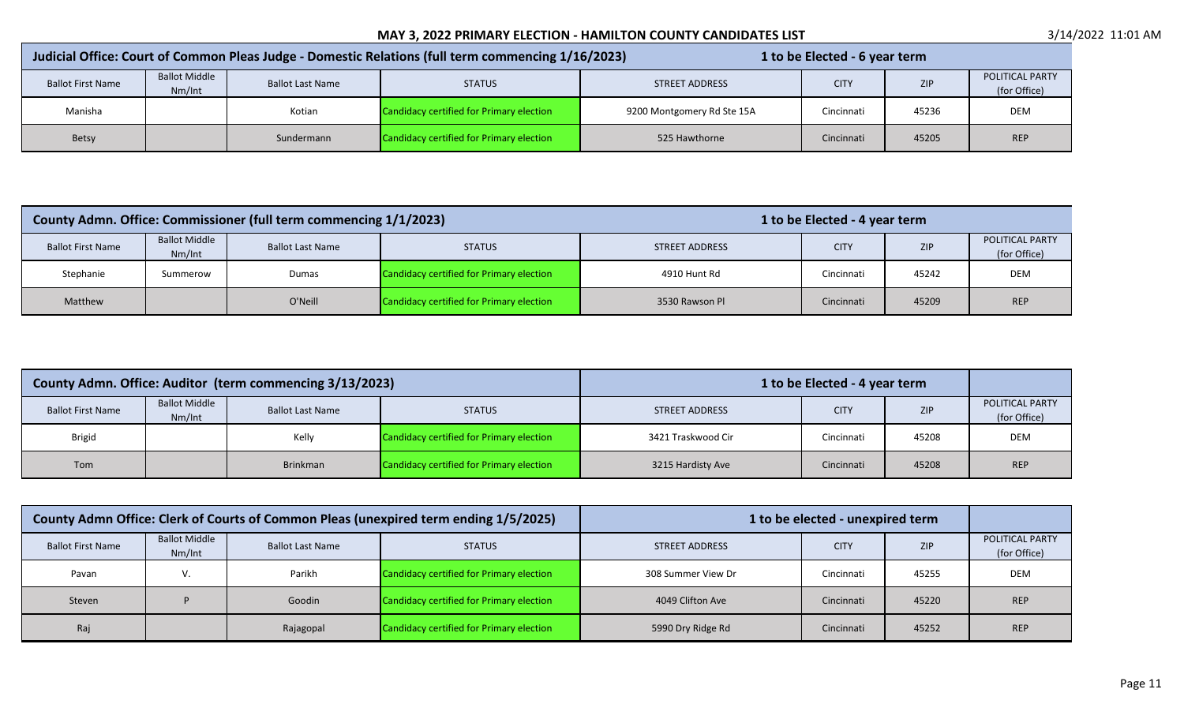# MAY 3, 2022 PRIMARY ELECTION - HAMILTON COUNTY CANDIDATES LIST

3/14/2022 11:01 AM

| Judicial Office: Court of Common Pleas Judge - Domestic Relations (full term commencing 1/16/2023) | | | | 1 to be Elected - 6 year term | | | |
|---|---|---|---|---|---|---|---|
| Ballot First Name | Ballot Middle Nm/Int | Ballot Last Name | STATUS | STREET ADDRESS | CITY | ZIP | POLITICAL PARTY (for Office) |
| Manisha | | Kotian | Candidacy certified for Primary election | 9200 Montgomery Rd Ste 15A | Cincinnati | 45236 | DEM |
| Betsy | | Sundermann | Candidacy certified for Primary election | 525 Hawthorne | Cincinnati | 45205 | REP |

| County Admn. Office: Commissioner (full term commencing 1/1/2023) | | | | 1 to be Elected - 4 year term | | | |
|---|---|---|---|---|---|---|---|
| Ballot First Name | Ballot Middle Nm/Int | Ballot Last Name | STATUS | STREET ADDRESS | CITY | ZIP | POLITICAL PARTY (for Office) |
| Stephanie | Summerow | Dumas | Candidacy certified for Primary election | 4910 Hunt Rd | Cincinnati | 45242 | DEM |
| Matthew | | O'Neill | Candidacy certified for Primary election | 3530 Rawson Pl | Cincinnati | 45209 | REP |

| County Admn. Office: Auditor (term commencing 3/13/2023) | | | | 1 to be Elected - 4 year term | | | |
|---|---|---|---|---|---|---|---|
| Ballot First Name | Ballot Middle Nm/Int | Ballot Last Name | STATUS | STREET ADDRESS | CITY | ZIP | POLITICAL PARTY (for Office) |
| Brigid | | Kelly | Candidacy certified for Primary election | 3421 Traskwood Cir | Cincinnati | 45208 | DEM |
| Tom | | Brinkman | Candidacy certified for Primary election | 3215 Hardisty Ave | Cincinnati | 45208 | REP |

| County Admn Office: Clerk of Courts of Common Pleas (unexpired term ending 1/5/2025) | | | | 1 to be elected - unexpired term | | | |
|---|---|---|---|---|---|---|---|
| Ballot First Name | Ballot Middle Nm/Int | Ballot Last Name | STATUS | STREET ADDRESS | CITY | ZIP | POLITICAL PARTY (for Office) |
| Pavan | V. | Parikh | Candidacy certified for Primary election | 308 Summer View Dr | Cincinnati | 45255 | DEM |
| Steven | P | Goodin | Candidacy certified for Primary election | 4049 Clifton Ave | Cincinnati | 45220 | REP |
| Raj | | Rajagopal | Candidacy certified for Primary election | 5990 Dry Ridge Rd | Cincinnati | 45252 | REP |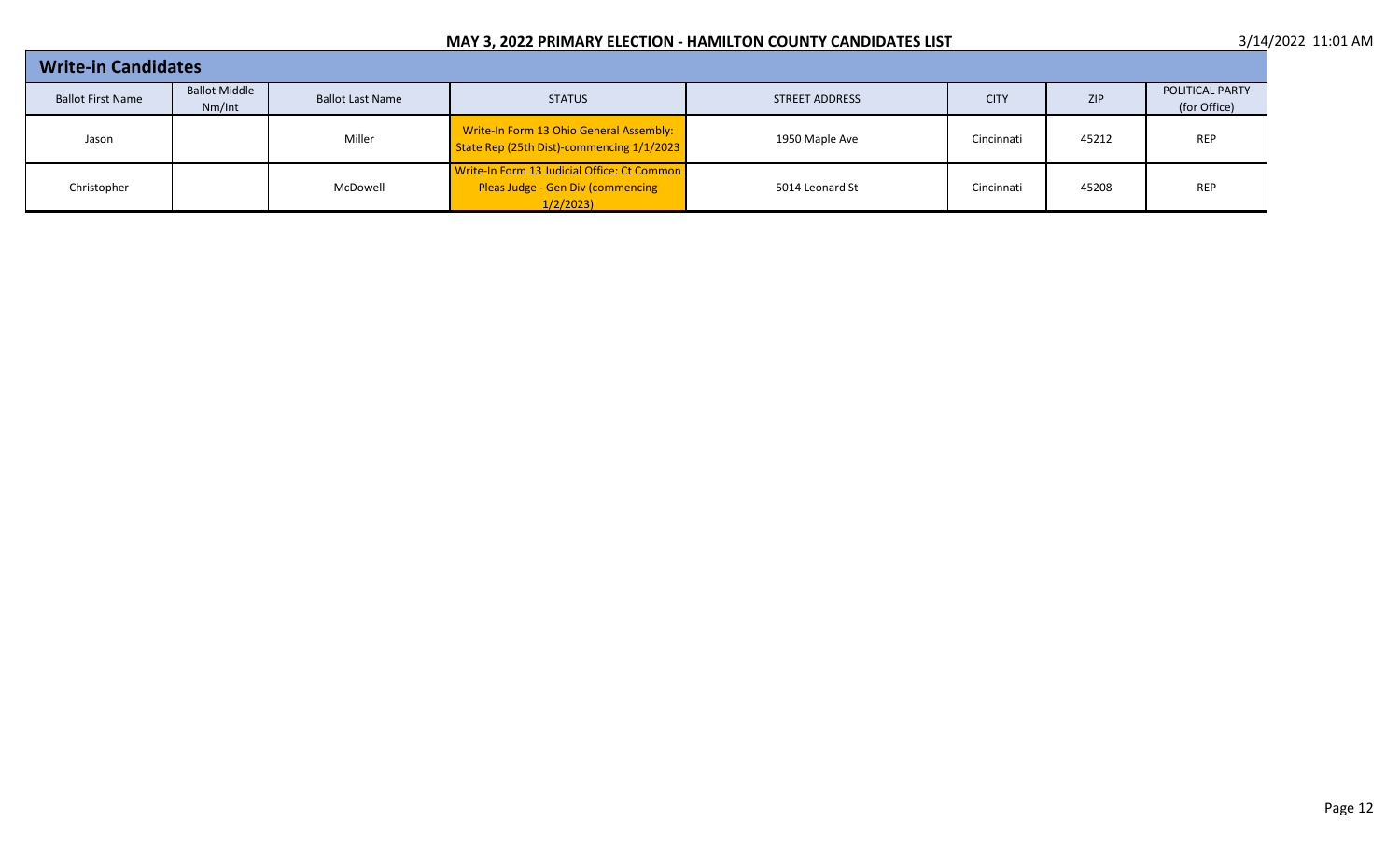## Write-in Candidates

| Ballot First Name | Ballot Middle Nm/Int | Ballot Last Name | STATUS | STREET ADDRESS | CITY | ZIP | POLITICAL PARTY (for Office) |
|---|---|---|---|---|---|---|---|
| Jason | | Miller | Write-In Form 13 Ohio General Assembly: State Rep (25th Dist)-commencing 1/1/2023 | 1950 Maple Ave | Cincinnati | 45212 | REP |
| Christopher | | McDowell | Write-In Form 13 Judicial Office: Ct Common Pleas Judge - Gen Div (commencing 1/2/2023) | 5014 Leonard St | Cincinnati | 45208 | REP |